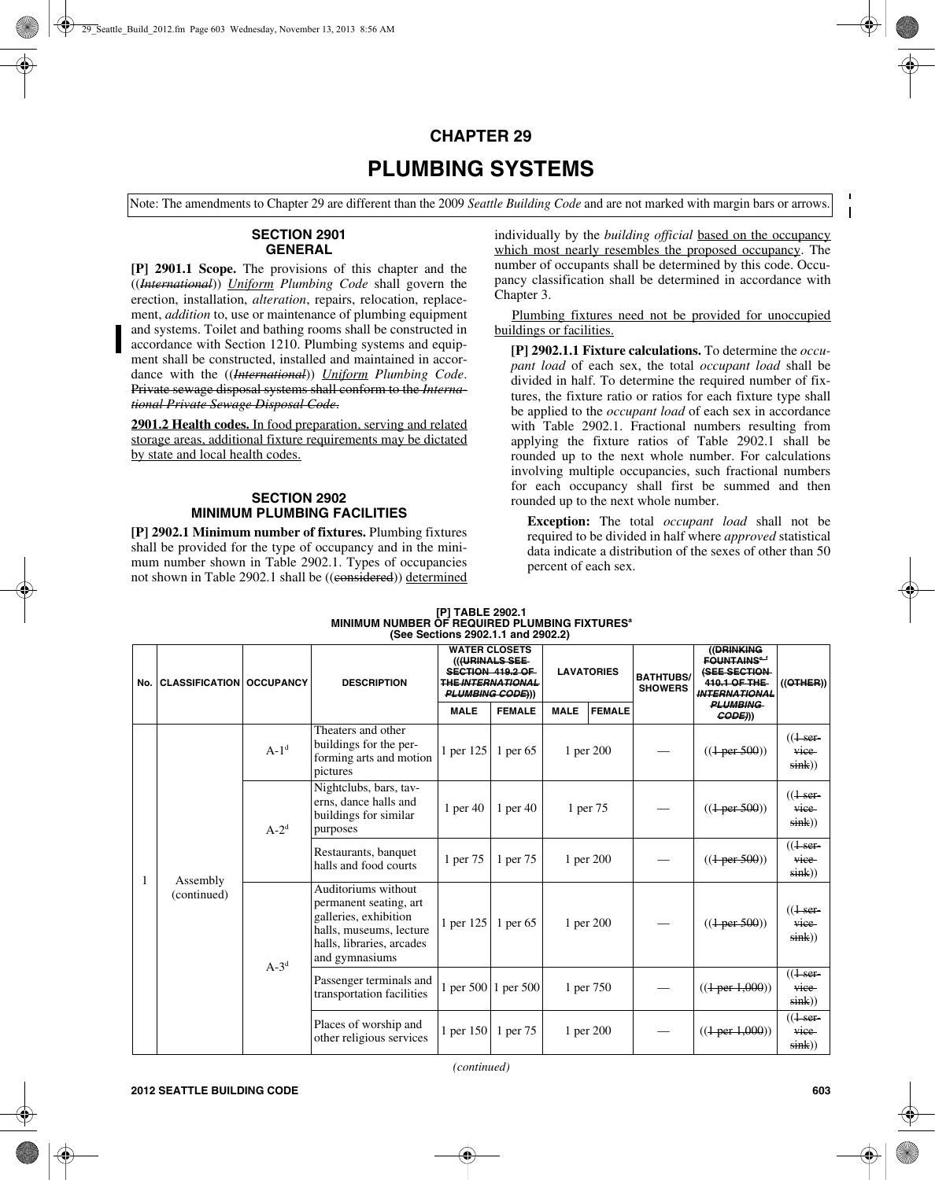# CHAPTER 29

# PLUMBING SYSTEMS

Note: The amendments to Chapter 29 are different than the 2009 *Seattle Building Code* and are not marked with margin bars or arrows.

## SECTION 2901 GENERAL

**[P] 2901.1 Scope.** The provisions of this chapter and the ((~~*International*~~)) *Uniform Plumbing Code* shall govern the erection, installation, *alteration*, repairs, relocation, replacement, *addition* to, use or maintenance of plumbing equipment and systems. Toilet and bathing rooms shall be constructed in accordance with Section 1210. Plumbing systems and equipment shall be constructed, installed and maintained in accordance with the ((~~*International*~~)) *Uniform Plumbing Code*. ~~Private sewage disposal systems shall conform to the *International Private Sewage Disposal Code*.~~

**2901.2 Health codes.** In food preparation, serving and related storage areas, additional fixture requirements may be dictated by state and local health codes.

## SECTION 2902 MINIMUM PLUMBING FACILITIES

**[P] 2902.1 Minimum number of fixtures.** Plumbing fixtures shall be provided for the type of occupancy and in the minimum number shown in Table 2902.1. Types of occupancies not shown in Table 2902.1 shall be ((~~considered~~)) determined individually by the *building official* based on the occupancy which most nearly resembles the proposed occupancy. The number of occupants shall be determined by this code. Occupancy classification shall be determined in accordance with Chapter 3.

Plumbing fixtures need not be provided for unoccupied buildings or facilities.

**[P] 2902.1.1 Fixture calculations.** To determine the *occupant load* of each sex, the total *occupant load* shall be divided in half. To determine the required number of fixtures, the fixture ratio or ratios for each fixture type shall be applied to the *occupant load* of each sex in accordance with Table 2902.1. Fractional numbers resulting from applying the fixture ratios of Table 2902.1 shall be rounded up to the next whole number. For calculations involving multiple occupancies, such fractional numbers for each occupancy shall first be summed and then rounded up to the next whole number.

**Exception:** The total *occupant load* shall not be required to be divided in half where *approved* statistical data indicate a distribution of the sexes of other than 50 percent of each sex.

**[P] TABLE 2902.1**
**MINIMUM NUMBER OF REQUIRED PLUMBING FIXTURES[a]**
**(See Sections 2902.1.1 and 2902.2)**

| No. | CLASSIFICATION | OCCUPANCY | DESCRIPTION | WATER CLOSETS ((~~(URINALS SEE SECTION 419.2 OF THE *INTERNATIONAL PLUMBING CODE*)~~)) | | LAVATORIES | | BATHTUBS/ SHOWERS | ((~~DRINKING FOUNTAINS[e, f] (SEE SECTION 410.1 OF THE *INTERNATIONAL PLUMBING CODE*)~~)) | ((~~OTHER~~)) |
|---|---|---|---|---|---|---|---|---|---|---|
| | | | | MALE | FEMALE | MALE | FEMALE | | | |
| 1 | Assembly (continued) | A-1[d] | Theaters and other buildings for the performing arts and motion pictures | 1 per 125 | 1 per 65 | 1 per 200 | | — | ((~~1 per 500~~)) | ((~~1 service sink~~)) |
| | | A-2[d] | Nightclubs, bars, taverns, dance halls and buildings for similar purposes | 1 per 40 | 1 per 40 | 1 per 75 | | — | ((~~1 per 500~~)) | ((~~1 service sink~~)) |
| | | | Restaurants, banquet halls and food courts | 1 per 75 | 1 per 75 | 1 per 200 | | — | ((~~1 per 500~~)) | ((~~1 service sink~~)) |
| | | A-3[d] | Auditoriums without permanent seating, art galleries, exhibition halls, museums, lecture halls, libraries, arcades and gymnasiums | 1 per 125 | 1 per 65 | 1 per 200 | | — | ((~~1 per 500~~)) | ((~~1 service sink~~)) |
| | | | Passenger terminals and transportation facilities | 1 per 500 | 1 per 500 | 1 per 750 | | — | ((~~1 per 1,000~~)) | ((~~1 service sink~~)) |
| | | | Places of worship and other religious services | 1 per 150 | 1 per 75 | 1 per 200 | | — | ((~~1 per 1,000~~)) | ((~~1 service sink~~)) |

*(continued)*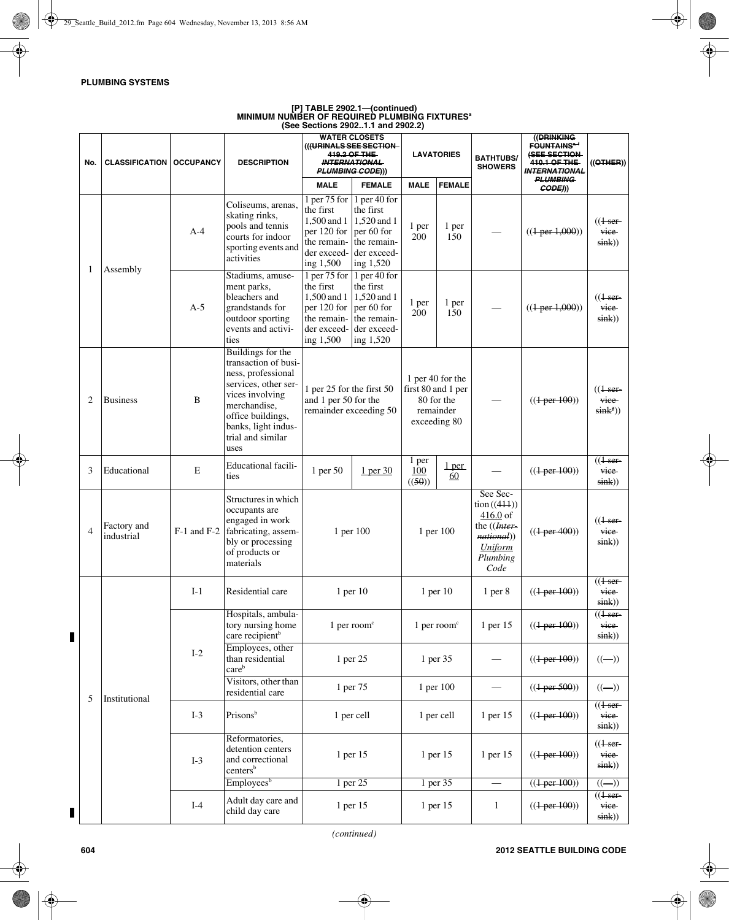## PLUMBING SYSTEMS

**[P] TABLE 2902.1—(continued)**
**MINIMUM NUMBER OF REQUIRED PLUMBING FIXTURES[a]**
**(See Sections 2902..1.1 and 2902.2)**

| No. | CLASSIFICATION | OCCUPANCY | DESCRIPTION | WATER CLOSETS (((~~URINALS SEE SECTION 419.2 OF THE INTERNATIONAL PLUMBING CODE~~))) | | LAVATORIES | | BATHTUBS/ SHOWERS | ((~~DRINKING FOUNTAINS[e, f] (SEE SECTION 410.1 OF THE INTERNATIONAL PLUMBING CODE)~~)) | ((~~OTHER~~)) |
|---|---|---|---|---|---|---|---|---|---|---|
| | | | | MALE | FEMALE | MALE | FEMALE | | | |
| 1 | Assembly | A-4 | Coliseums, arenas, skating rinks, pools and tennis courts for indoor sporting events and activities | 1 per 75 for the first 1,500 and 1 per 120 for the remainder exceeding 1,500 | 1 per 40 for the first 1,520 and 1 per 60 for the remainder exceeding 1,520 | 1 per 200 | 1 per 150 | — | ((~~1 per 1,000~~)) | ((~~1 service sink~~)) |
| | | A-5 | Stadiums, amusement parks, bleachers and grandstands for outdoor sporting events and activities | 1 per 75 for the first 1,500 and 1 per 120 for the remainder exceeding 1,500 | 1 per 40 for the first 1,520 and 1 per 60 for the remainder exceeding 1,520 | 1 per 200 | 1 per 150 | — | ((~~1 per 1,000~~)) | ((~~1 service sink~~)) |
| 2 | Business | B | Buildings for the transaction of business, professional services, other services involving merchandise, office buildings, banks, light industrial and similar uses | 1 per 25 for the first 50 and 1 per 50 for the remainder exceeding 50 | | 1 per 40 for the first 80 and 1 per 80 for the remainder exceeding 80 | | — | ((~~1 per 100~~)) | ((~~1 service sink[g]~~)) |
| 3 | Educational | E | Educational facilities | 1 per 50 | <u>1 per 30</u> | 1 per <u>100</u> ((~~50~~)) | <u>1 per 60</u> | — | ((~~1 per 100~~)) | ((~~1 service sink~~)) |
| 4 | Factory and industrial | F-1 and F-2 | Structures in which occupants are engaged in work fabricating, assembly or processing of products or materials | 1 per 100 | | 1 per 100 | | See Section ((~~411~~)) <u>416.0</u> of the ((~~*International*~~)) <u>*Uniform*</u> *Plumbing Code* | ((~~1 per 400~~)) | ((~~1 service sink~~)) |
| 5 | Institutional | I-1 | Residential care | 1 per 10 | | 1 per 10 | | 1 per 8 | ((~~1 per 100~~)) | ((~~1 service sink~~)) |
| | | I-2 | Hospitals, ambulatory nursing home care recipient[b] | 1 per room[c] | | 1 per room[c] | | 1 per 15 | ((~~1 per 100~~)) | ((~~1 service sink~~)) |
| | | | Employees, other than residential care[b] | 1 per 25 | | 1 per 35 | | — | ((~~1 per 100~~)) | ((~~—~~)) |
| | | | Visitors, other than residential care | 1 per 75 | | 1 per 100 | | — | ((~~1 per 500~~)) | ((~~—~~)) |
| | | I-3 | Prisons[b] | 1 per cell | | 1 per cell | | 1 per 15 | ((~~1 per 100~~)) | ((~~1 service sink~~)) |
| | | I-3 | Reformatories, detention centers and correctional centers[b] | 1 per 15 | | 1 per 15 | | 1 per 15 | ((~~1 per 100~~)) | ((~~1 service sink~~)) |
| | | | Employees[b] | 1 per 25 | | 1 per 35 | | — | ((~~1 per 100~~)) | ((~~—~~)) |
| | | I-4 | Adult day care and child day care | 1 per 15 | | 1 per 15 | | 1 | ((~~1 per 100~~)) | ((~~1 service sink~~)) |

*(continued)*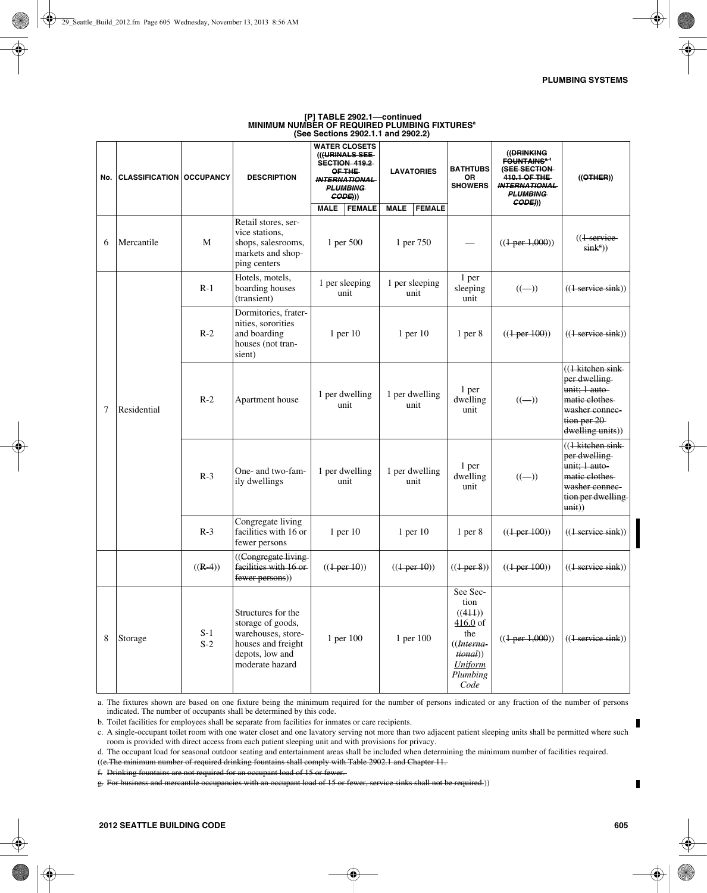**[P] TABLE 2902.1—continued**
**MINIMUM NUMBER OF REQUIRED PLUMBING FIXTURES[a]**
**(See Sections 2902.1.1 and 2902.2)**

| No. | CLASSIFICATION | OCCUPANCY | DESCRIPTION | WATER CLOSETS (((URINALS SEE SECTION 419.2 OF THE *INTERNATIONAL PLUMBING CODE*))) | | LAVATORIES | | BATHTUBS OR SHOWERS | ((DRINKING FOUNTAINS[e,f] (SEE SECTION 410.1 OF THE *INTERNATIONAL PLUMBING CODE*))) | ((OTHER)) |
|---|---|---|---|---|---|---|---|---|---|---|
| | | | | MALE | FEMALE | MALE | FEMALE | | | |
| 6 | Mercantile | M | Retail stores, service stations, shops, salesrooms, markets and shopping centers | 1 per 500 | | 1 per 750 | | — | ((1 per 1,000)) | ((1 service sink[g])) |
| 7 | Residential | R-1 | Hotels, motels, boarding houses (transient) | 1 per sleeping unit | | 1 per sleeping unit | | 1 per sleeping unit | ((—)) | ((1 service sink)) |
| | | R-2 | Dormitories, fraternities, sororities and boarding houses (not transient) | 1 per 10 | | 1 per 10 | | 1 per 8 | ((1 per 100)) | ((1 service sink)) |
| | | R-2 | Apartment house | 1 per dwelling unit | | 1 per dwelling unit | | 1 per dwelling unit | ((—)) | ((1 kitchen sink per dwelling unit; 1 automatic clothes washer connection per 20 dwelling units)) |
| | | R-3 | One- and two-family dwellings | 1 per dwelling unit | | 1 per dwelling unit | | 1 per dwelling unit | ((—)) | ((1 kitchen sink per dwelling unit; 1 automatic clothes washer connection per dwelling unit)) |
| | | R-3 | Congregate living facilities with 16 or fewer persons | 1 per 10 | | 1 per 10 | | 1 per 8 | ((1 per 100)) | ((1 service sink)) |
| | | ((R-4)) | ((Congregate living facilities with 16 or fewer persons)) | ((1 per 10)) | | ((1 per 10)) | | ((1 per 8)) | ((1 per 100)) | ((1 service sink)) |
| 8 | Storage | S-1 S-2 | Structures for the storage of goods, warehouses, storehouses and freight depots, low and moderate hazard | 1 per 100 | | 1 per 100 | | See Section ((411)) 416.0 of the ((*International*)) *Uniform Plumbing Code* | ((1 per 1,000)) | ((1 service sink)) |

a. The fixtures shown are based on one fixture being the minimum required for the number of persons indicated or any fraction of the number of persons indicated. The number of occupants shall be determined by this code.

b. Toilet facilities for employees shall be separate from facilities for inmates or care recipients.

c. A single-occupant toilet room with one water closet and one lavatory serving not more than two adjacent patient sleeping units shall be permitted where such room is provided with direct access from each patient sleeping unit and with provisions for privacy.

d. The occupant load for seasonal outdoor seating and entertainment areas shall be included when determining the minimum number of facilities required.

((e. The minimum number of required drinking fountains shall comply with Table 2902.1 and Chapter 11.

f. Drinking fountains are not required for an occupant load of 15 or fewer.

g. For business and mercantile occupancies with an occupant load of 15 or fewer, service sinks shall not be required.))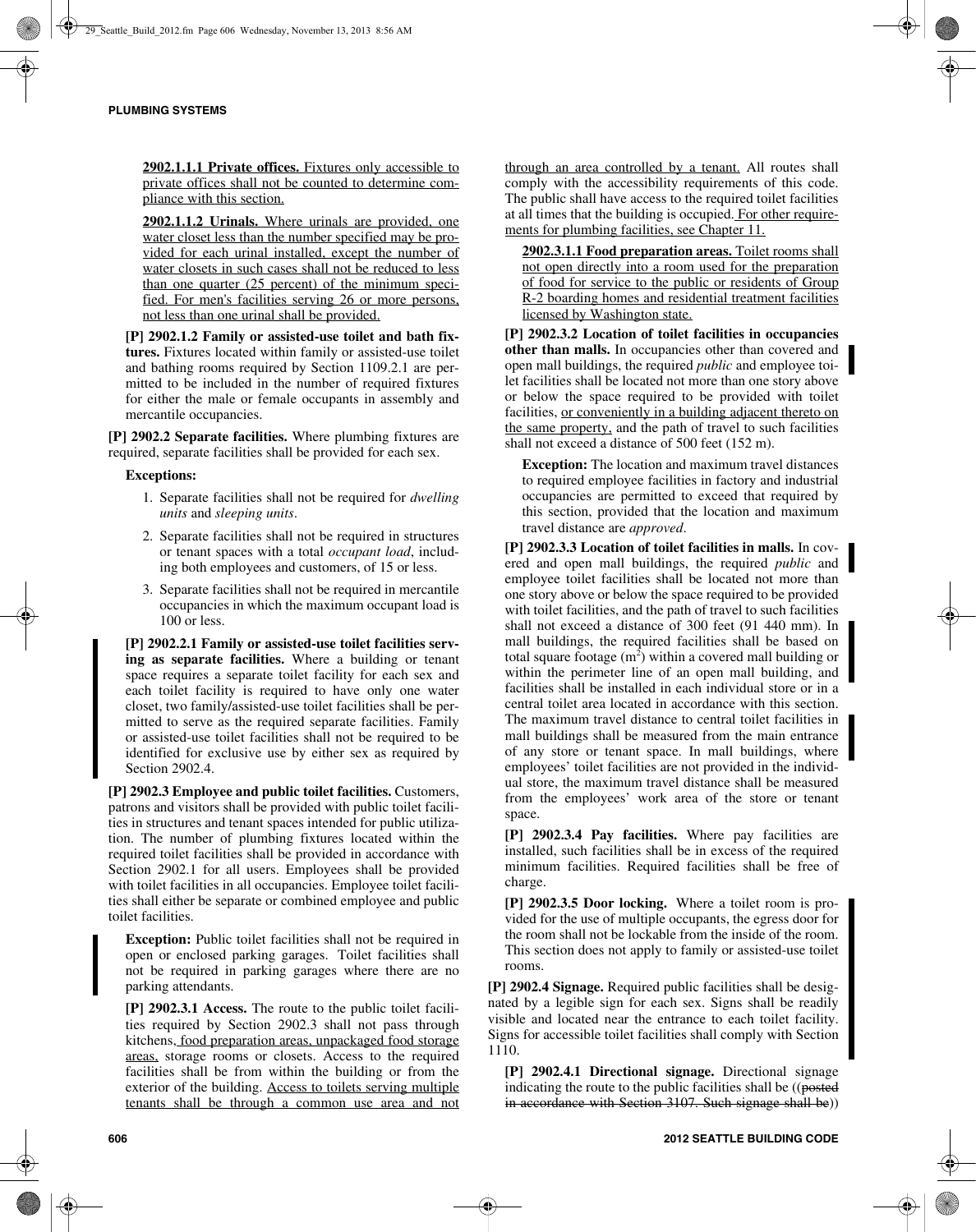**2902.1.1.1 Private offices.** Fixtures only accessible to private offices shall not be counted to determine compliance with this section.

**2902.1.1.2 Urinals.** Where urinals are provided, one water closet less than the number specified may be provided for each urinal installed, except the number of water closets in such cases shall not be reduced to less than one quarter (25 percent) of the minimum specified. For men's facilities serving 26 or more persons, not less than one urinal shall be provided.

**[P] 2902.1.2 Family or assisted-use toilet and bath fixtures.** Fixtures located within family or assisted-use toilet and bathing rooms required by Section 1109.2.1 are permitted to be included in the number of required fixtures for either the male or female occupants in assembly and mercantile occupancies.

**[P] 2902.2 Separate facilities.** Where plumbing fixtures are required, separate facilities shall be provided for each sex.

**Exceptions:**

1. Separate facilities shall not be required for *dwelling units* and *sleeping units*.
2. Separate facilities shall not be required in structures or tenant spaces with a total *occupant load*, including both employees and customers, of 15 or less.
3. Separate facilities shall not be required in mercantile occupancies in which the maximum occupant load is 100 or less.

**[P] 2902.2.1 Family or assisted-use toilet facilities serving as separate facilities.** Where a building or tenant space requires a separate toilet facility for each sex and each toilet facility is required to have only one water closet, two family/assisted-use toilet facilities shall be permitted to serve as the required separate facilities. Family or assisted-use toilet facilities shall not be required to be identified for exclusive use by either sex as required by Section 2902.4.

**[P] 2902.3 Employee and public toilet facilities.** Customers, patrons and visitors shall be provided with public toilet facilities in structures and tenant spaces intended for public utilization. The number of plumbing fixtures located within the required toilet facilities shall be provided in accordance with Section 2902.1 for all users. Employees shall be provided with toilet facilities in all occupancies. Employee toilet facilities shall either be separate or combined employee and public toilet facilities.

**Exception:** Public toilet facilities shall not be required in open or enclosed parking garages. Toilet facilities shall not be required in parking garages where there are no parking attendants.

**[P] 2902.3.1 Access.** The route to the public toilet facilities required by Section 2902.3 shall not pass through kitchens, food preparation areas, unpackaged food storage areas, storage rooms or closets. Access to the required facilities shall be from within the building or from the exterior of the building. Access to toilets serving multiple tenants shall be through a common use area and not through an area controlled by a tenant. All routes shall comply with the accessibility requirements of this code. The public shall have access to the required toilet facilities at all times that the building is occupied. For other requirements for plumbing facilities, see Chapter 11.

**2902.3.1.1 Food preparation areas.** Toilet rooms shall not open directly into a room used for the preparation of food for service to the public or residents of Group R-2 boarding homes and residential treatment facilities licensed by Washington state.

**[P] 2902.3.2 Location of toilet facilities in occupancies other than malls.** In occupancies other than covered and open mall buildings, the required *public* and employee toilet facilities shall be located not more than one story above or below the space required to be provided with toilet facilities, or conveniently in a building adjacent thereto on the same property, and the path of travel to such facilities shall not exceed a distance of 500 feet (152 m).

**Exception:** The location and maximum travel distances to required employee facilities in factory and industrial occupancies are permitted to exceed that required by this section, provided that the location and maximum travel distance are *approved*.

**[P] 2902.3.3 Location of toilet facilities in malls.** In covered and open mall buildings, the required *public* and employee toilet facilities shall be located not more than one story above or below the space required to be provided with toilet facilities, and the path of travel to such facilities shall not exceed a distance of 300 feet (91 440 mm). In mall buildings, the required facilities shall be based on total square footage ($m^2$) within a covered mall building or within the perimeter line of an open mall building, and facilities shall be installed in each individual store or in a central toilet area located in accordance with this section. The maximum travel distance to central toilet facilities in mall buildings shall be measured from the main entrance of any store or tenant space. In mall buildings, where employees' toilet facilities are not provided in the individual store, the maximum travel distance shall be measured from the employees' work area of the store or tenant space.

**[P] 2902.3.4 Pay facilities.** Where pay facilities are installed, such facilities shall be in excess of the required minimum facilities. Required facilities shall be free of charge.

**[P] 2902.3.5 Door locking.** Where a toilet room is provided for the use of multiple occupants, the egress door for the room shall not be lockable from the inside of the room. This section does not apply to family or assisted-use toilet rooms.

**[P] 2902.4 Signage.** Required public facilities shall be designated by a legible sign for each sex. Signs shall be readily visible and located near the entrance to each toilet facility. Signs for accessible toilet facilities shall comply with Section 1110.

**[P] 2902.4.1 Directional signage.** Directional signage indicating the route to the public facilities shall be ((~~posted in accordance with Section 3107. Such signage shall be~~))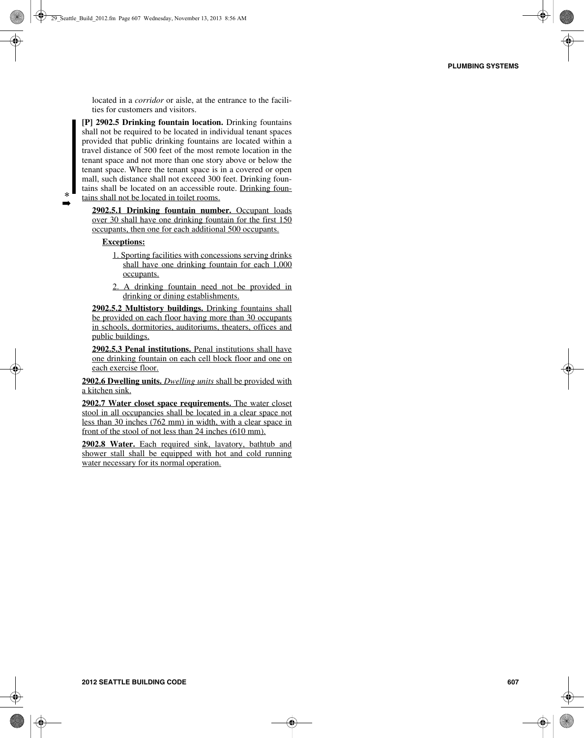located in a *corridor* or aisle, at the entrance to the facilities for customers and visitors.

**[P] 2902.5 Drinking fountain location.** Drinking fountains shall not be required to be located in individual tenant spaces provided that public drinking fountains are located within a travel distance of 500 feet of the most remote location in the tenant space and not more than one story above or below the tenant space. Where the tenant space is in a covered or open mall, such distance shall not exceed 300 feet. Drinking fountains shall be located on an accessible route. Drinking fountains shall not be located in toilet rooms.

**2902.5.1 Drinking fountain number.** Occupant loads over 30 shall have one drinking fountain for the first 150 occupants, then one for each additional 500 occupants.

**Exceptions:**

1. Sporting facilities with concessions serving drinks shall have one drinking fountain for each 1,000 occupants.
2. A drinking fountain need not be provided in drinking or dining establishments.

**2902.5.2 Multistory buildings.** Drinking fountains shall be provided on each floor having more than 30 occupants in schools, dormitories, auditoriums, theaters, offices and public buildings.

**2902.5.3 Penal institutions.** Penal institutions shall have one drinking fountain on each cell block floor and one on each exercise floor.

**2902.6 Dwelling units.** *Dwelling units* shall be provided with a kitchen sink.

**2902.7 Water closet space requirements.** The water closet stool in all occupancies shall be located in a clear space not less than 30 inches (762 mm) in width, with a clear space in front of the stool of not less than 24 inches (610 mm).

**2902.8 Water.** Each required sink, lavatory, bathtub and shower stall shall be equipped with hot and cold running water necessary for its normal operation.